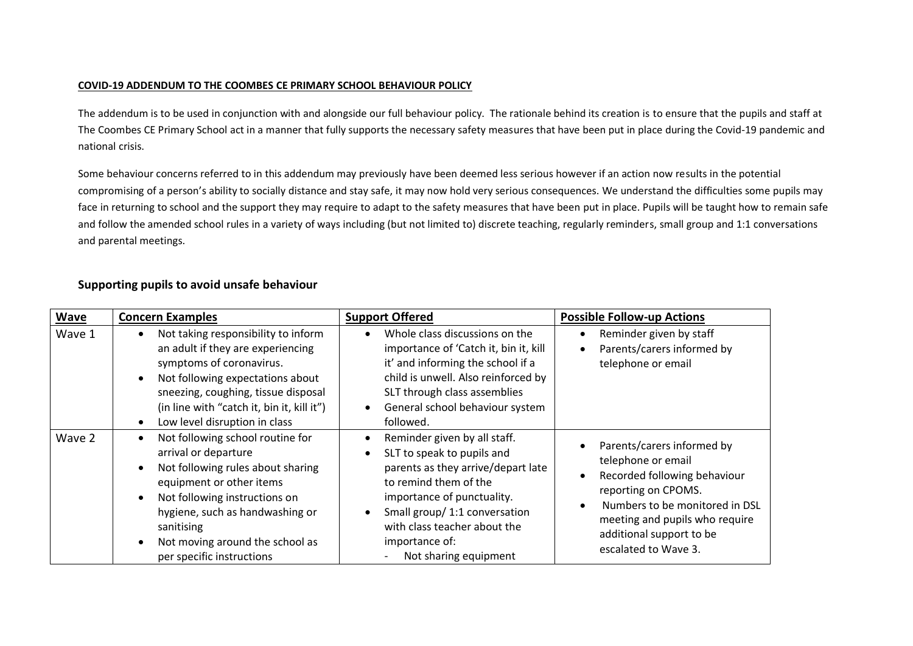**COVID-19 ADDENDUM TO THE COOMBES CE PRIMARY SCHOOL BEHAVIOUR POLICY**

The addendum is to be used in conjunction with and alongside our full behaviour policy. The rationale behind its creation is to ensure that the pupils and staff at The Coombes CE Primary School act in a manner that fully supports the necessary safety measures that have been put in place during the Covid-19 pandemic and national crisis.

Some behaviour concerns referred to in this addendum may previously have been deemed less serious however if an action now results in the potential compromising of a person's ability to socially distance and stay safe, it may now hold very serious consequences. We understand the difficulties some pupils may face in returning to school and the support they may require to adapt to the safety measures that have been put in place. Pupils will be taught how to remain safe and follow the amended school rules in a variety of ways including (but not limited to) discrete teaching, regularly reminders, small group and 1:1 conversations and parental meetings.

## Supporting pupils to avoid unsafe behaviour

| Wave | Concern Examples | Support Offered | Possible Follow-up Actions |
|---|---|---|---|
| Wave 1 | • Not taking responsibility to inform an adult if they are experiencing symptoms of coronavirus.<br>• Not following expectations about sneezing, coughing, tissue disposal (in line with "catch it, bin it, kill it")<br>• Low level disruption in class | • Whole class discussions on the importance of 'Catch it, bin it, kill it' and informing the school if a child is unwell. Also reinforced by SLT through class assemblies<br>• General school behaviour system followed. | • Reminder given by staff<br>• Parents/carers informed by telephone or email |
| Wave 2 | • Not following school routine for arrival or departure<br>• Not following rules about sharing equipment or other items<br>• Not following instructions on hygiene, such as handwashing or sanitising<br>• Not moving around the school as per specific instructions | • Reminder given by all staff.<br>• SLT to speak to pupils and parents as they arrive/depart late to remind them of the importance of punctuality.<br>• Small group/ 1:1 conversation with class teacher about the importance of:<br>- Not sharing equipment | • Parents/carers informed by telephone or email<br>• Recorded following behaviour reporting on CPOMS.<br>• Numbers to be monitored in DSL meeting and pupils who require additional support to be escalated to Wave 3. |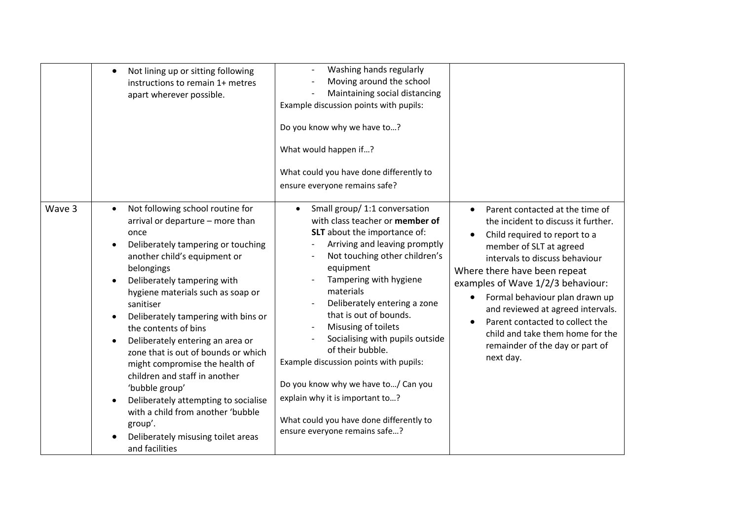| | | | |
|---|---|---|---|
| | • Not lining up or sitting following instructions to remain 1+ metres apart wherever possible. | - Washing hands regularly<br>- Moving around the school<br>- Maintaining social distancing<br>Example discussion points with pupils:<br><br>Do you know why we have to…?<br><br>What would happen if…?<br><br>What could you have done differently to ensure everyone remains safe? | |
| Wave 3 | • Not following school routine for arrival or departure – more than once<br>• Deliberately tampering or touching another child's equipment or belongings<br>• Deliberately tampering with hygiene materials such as soap or sanitiser<br>• Deliberately tampering with bins or the contents of bins<br>• Deliberately entering an area or zone that is out of bounds or which might compromise the health of children and staff in another 'bubble group'<br>• Deliberately attempting to socialise with a child from another 'bubble group'.<br>• Deliberately misusing toilet areas and facilities | • Small group/ 1:1 conversation with class teacher or **member of SLT** about the importance of:<br>- Arriving and leaving promptly<br>- Not touching other children's equipment<br>- Tampering with hygiene materials<br>- Deliberately entering a zone that is out of bounds.<br>- Misusing of toilets<br>- Socialising with pupils outside of their bubble.<br>Example discussion points with pupils:<br><br>Do you know why we have to…/ Can you explain why it is important to…?<br><br>What could you have done differently to ensure everyone remains safe…? | • Parent contacted at the time of the incident to discuss it further.<br>• Child required to report to a member of SLT at agreed intervals to discuss behaviour<br>Where there have been repeat examples of Wave 1/2/3 behaviour:<br>• Formal behaviour plan drawn up and reviewed at agreed intervals.<br>• Parent contacted to collect the child and take them home for the remainder of the day or part of next day. |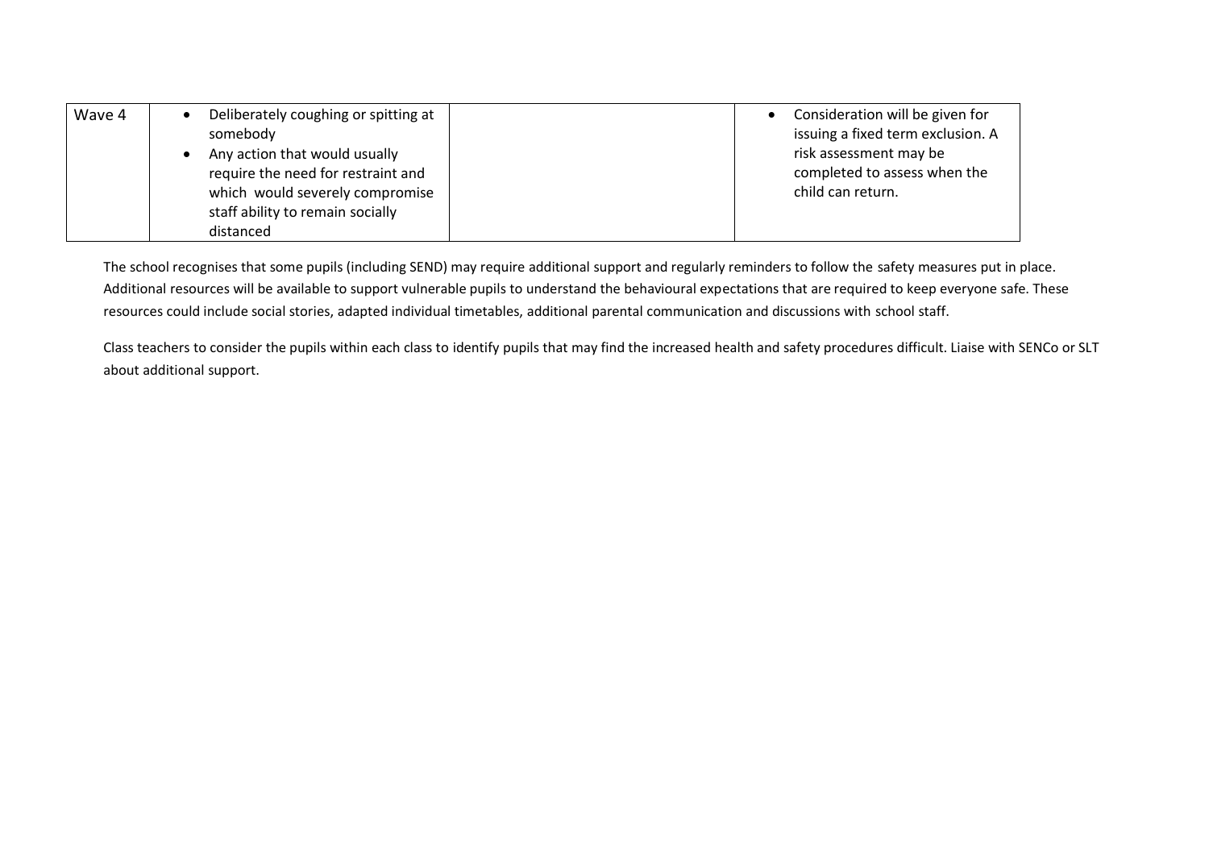| | | | |
|---|---|---|---|
| Wave 4 | • Deliberately coughing or spitting at somebody<br>• Any action that would usually require the need for restraint and which would severely compromise staff ability to remain socially distanced | | • Consideration will be given for issuing a fixed term exclusion. A risk assessment may be completed to assess when the child can return. |

The school recognises that some pupils (including SEND) may require additional support and regularly reminders to follow the safety measures put in place. Additional resources will be available to support vulnerable pupils to understand the behavioural expectations that are required to keep everyone safe. These resources could include social stories, adapted individual timetables, additional parental communication and discussions with school staff.

Class teachers to consider the pupils within each class to identify pupils that may find the increased health and safety procedures difficult. Liaise with SENCo or SLT about additional support.